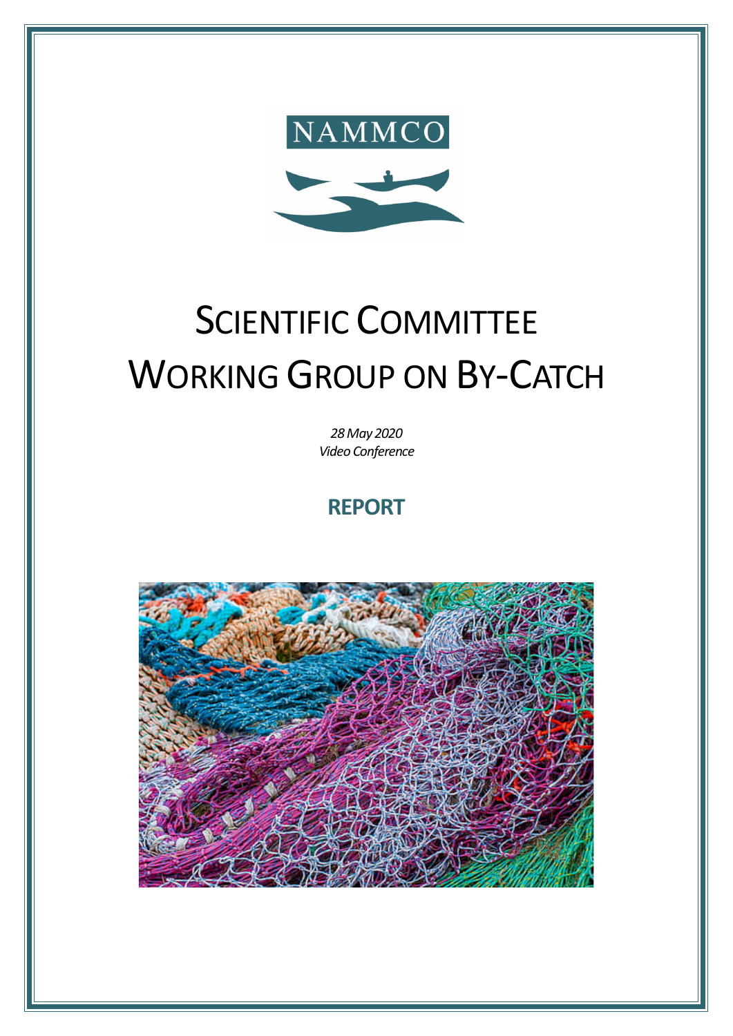NAMMCO

# SCIENTIFIC COMMITTEE WORKING GROUP ON BY-CATCH

*28 May 2020*
*Video Conference*

## REPORT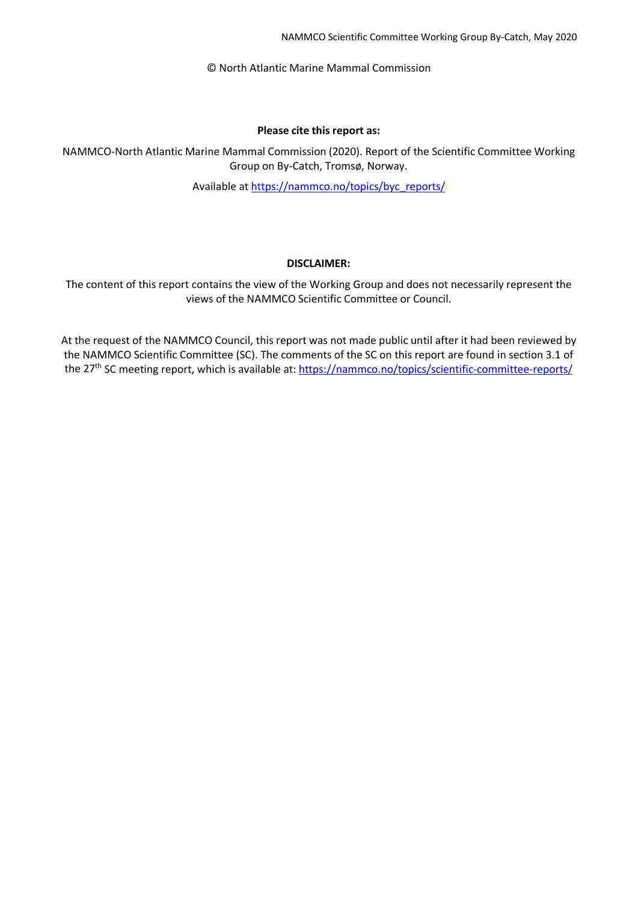© North Atlantic Marine Mammal Commission

**Please cite this report as:**

NAMMCO-North Atlantic Marine Mammal Commission (2020). Report of the Scientific Committee Working Group on By-Catch, Tromsø, Norway.

Available at https://nammco.no/topics/byc_reports/

**DISCLAIMER:**

The content of this report contains the view of the Working Group and does not necessarily represent the views of the NAMMCO Scientific Committee or Council.

At the request of the NAMMCO Council, this report was not made public until after it had been reviewed by the NAMMCO Scientific Committee (SC). The comments of the SC on this report are found in section 3.1 of the 27th SC meeting report, which is available at: https://nammco.no/topics/scientific-committee-reports/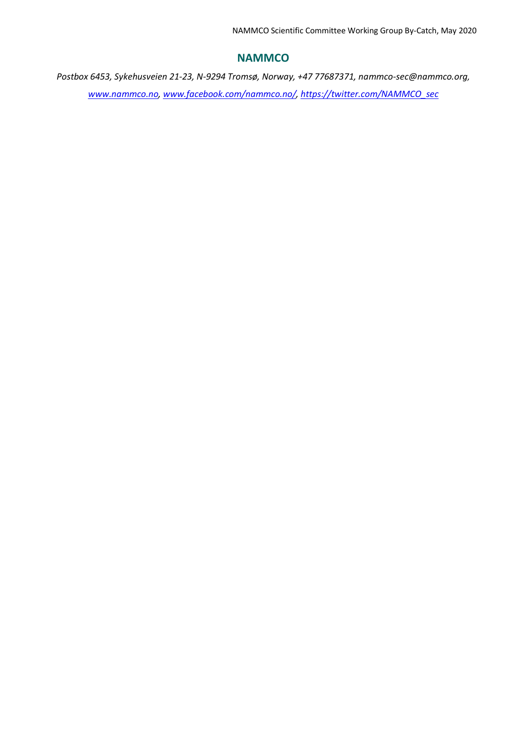## NAMMCO

*Postbox 6453, Sykehusveien 21-23, N-9294 Tromsø, Norway, +47 77687371, nammco-sec@nammco.org, [www.nammco.no](www.nammco.no), [www.facebook.com/nammco.no/](www.facebook.com/nammco.no/), [https://twitter.com/NAMMCO_sec](https://twitter.com/NAMMCO_sec)*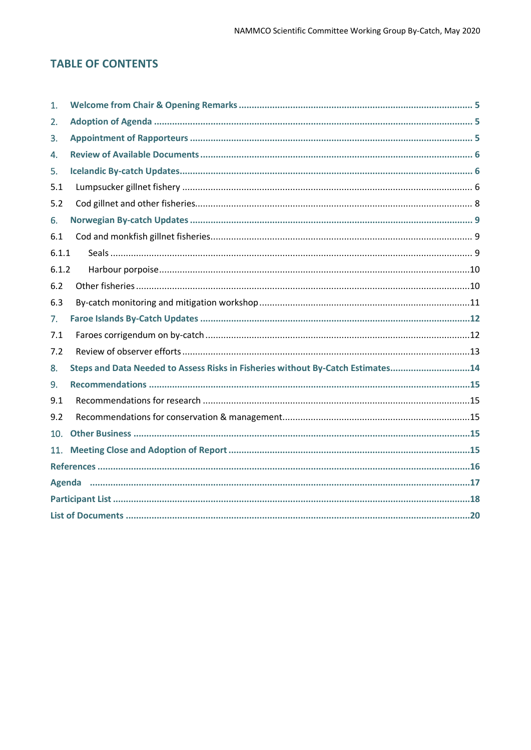## TABLE OF CONTENTS

1. **Welcome from Chair & Opening Remarks** ............ 5
2. **Adoption of Agenda** ............ 5
3. **Appointment of Rapporteurs** ............ 5
4. **Review of Available Documents** ............ 6
5. **Icelandic By-catch Updates** ............ 6

5.1 Lumpsucker gillnet fishery ............ 6

5.2 Cod gillnet and other fisheries ............ 8

6. **Norwegian By-catch Updates** ............ 9

6.1 Cod and monkfish gillnet fisheries ............ 9

6.1.1 Seals ............ 9

6.1.2 Harbour porpoise ............ 10

6.2 Other fisheries ............ 10

6.3 By-catch monitoring and mitigation workshop ............ 11

7. **Faroe Islands By-Catch Updates** ............ 12

7.1 Faroes corrigendum on by-catch ............ 12

7.2 Review of observer efforts ............ 13

8. **Steps and Data Needed to Assess Risks in Fisheries without By-Catch Estimates** ............ 14
9. **Recommendations** ............ 15

9.1 Recommendations for research ............ 15

9.2 Recommendations for conservation & management ............ 15

10. **Other Business** ............ 15
11. **Meeting Close and Adoption of Report** ............ 15

**References** ............ 16

**Agenda** ............ 17

**Participant List** ............ 18

**List of Documents** ............ 20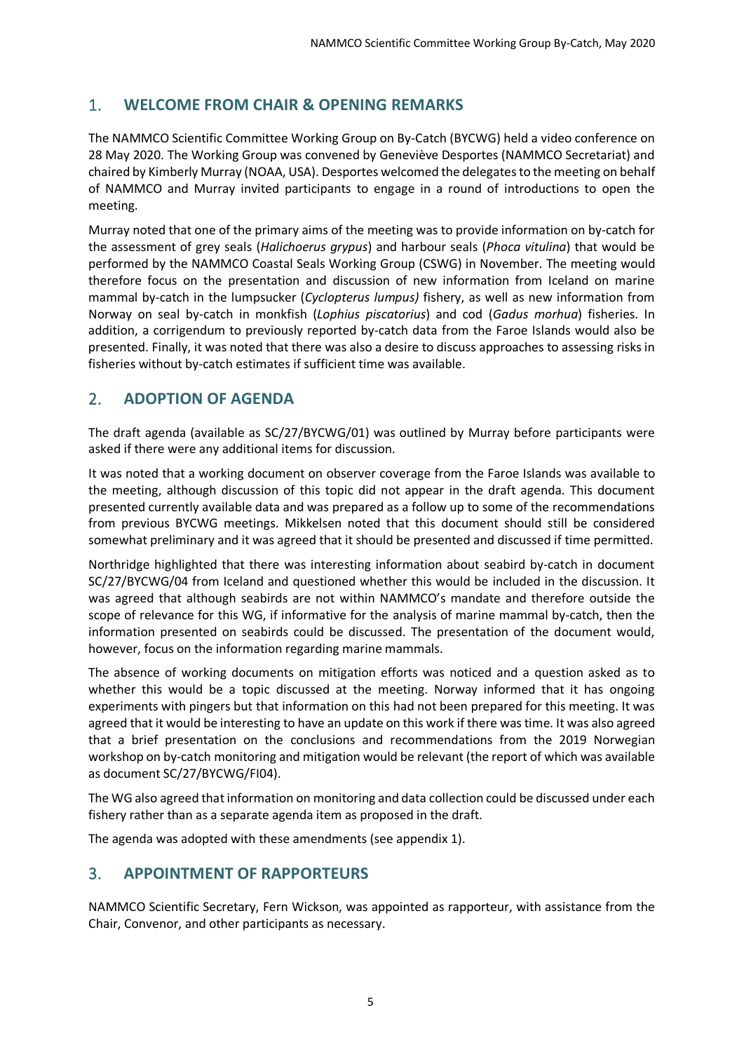## 1. WELCOME FROM CHAIR & OPENING REMARKS

The NAMMCO Scientific Committee Working Group on By-Catch (BYCWG) held a video conference on 28 May 2020. The Working Group was convened by Geneviève Desportes (NAMMCO Secretariat) and chaired by Kimberly Murray (NOAA, USA). Desportes welcomed the delegates to the meeting on behalf of NAMMCO and Murray invited participants to engage in a round of introductions to open the meeting.

Murray noted that one of the primary aims of the meeting was to provide information on by-catch for the assessment of grey seals (*Halichoerus grypus*) and harbour seals (*Phoca vitulina*) that would be performed by the NAMMCO Coastal Seals Working Group (CSWG) in November. The meeting would therefore focus on the presentation and discussion of new information from Iceland on marine mammal by-catch in the lumpsucker (*Cyclopterus lumpus)* fishery, as well as new information from Norway on seal by-catch in monkfish (*Lophius piscatorius*) and cod (*Gadus morhua*) fisheries. In addition, a corrigendum to previously reported by-catch data from the Faroe Islands would also be presented. Finally, it was noted that there was also a desire to discuss approaches to assessing risks in fisheries without by-catch estimates if sufficient time was available.

## 2. ADOPTION OF AGENDA

The draft agenda (available as SC/27/BYCWG/01) was outlined by Murray before participants were asked if there were any additional items for discussion.

It was noted that a working document on observer coverage from the Faroe Islands was available to the meeting, although discussion of this topic did not appear in the draft agenda. This document presented currently available data and was prepared as a follow up to some of the recommendations from previous BYCWG meetings. Mikkelsen noted that this document should still be considered somewhat preliminary and it was agreed that it should be presented and discussed if time permitted.

Northridge highlighted that there was interesting information about seabird by-catch in document SC/27/BYCWG/04 from Iceland and questioned whether this would be included in the discussion. It was agreed that although seabirds are not within NAMMCO's mandate and therefore outside the scope of relevance for this WG, if informative for the analysis of marine mammal by-catch, then the information presented on seabirds could be discussed. The presentation of the document would, however, focus on the information regarding marine mammals.

The absence of working documents on mitigation efforts was noticed and a question asked as to whether this would be a topic discussed at the meeting. Norway informed that it has ongoing experiments with pingers but that information on this had not been prepared for this meeting. It was agreed that it would be interesting to have an update on this work if there was time. It was also agreed that a brief presentation on the conclusions and recommendations from the 2019 Norwegian workshop on by-catch monitoring and mitigation would be relevant (the report of which was available as document SC/27/BYCWG/FI04).

The WG also agreed that information on monitoring and data collection could be discussed under each fishery rather than as a separate agenda item as proposed in the draft.

The agenda was adopted with these amendments (see appendix 1).

## 3. APPOINTMENT OF RAPPORTEURS

NAMMCO Scientific Secretary, Fern Wickson, was appointed as rapporteur, with assistance from the Chair, Convenor, and other participants as necessary.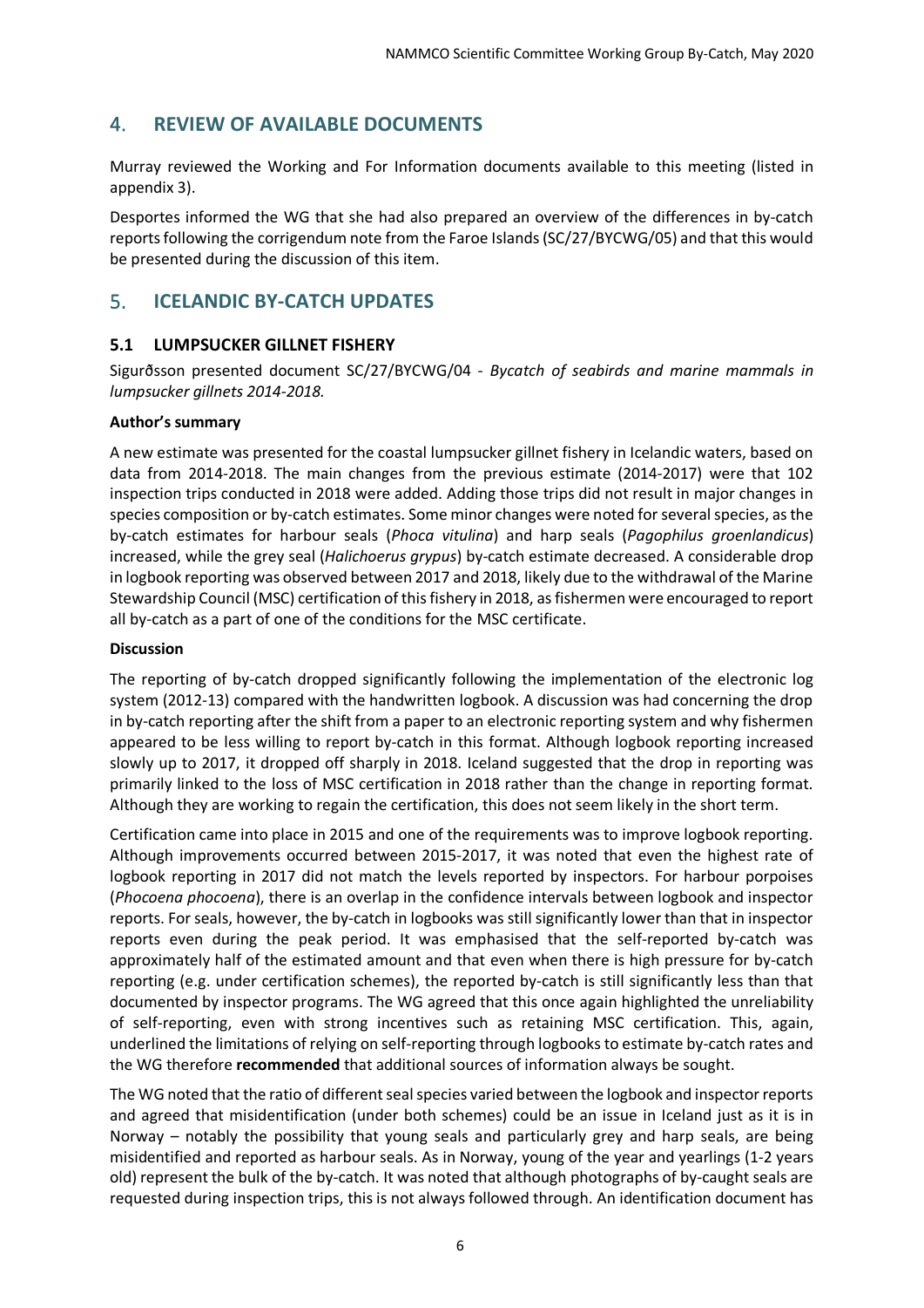## 4. REVIEW OF AVAILABLE DOCUMENTS

Murray reviewed the Working and For Information documents available to this meeting (listed in appendix 3).

Desportes informed the WG that she had also prepared an overview of the differences in by-catch reports following the corrigendum note from the Faroe Islands (SC/27/BYCWG/05) and that this would be presented during the discussion of this item.

## 5. ICELANDIC BY-CATCH UPDATES

### 5.1 LUMPSUCKER GILLNET FISHERY

Sigurðsson presented document SC/27/BYCWG/04 - *Bycatch of seabirds and marine mammals in lumpsucker gillnets 2014-2018.*

**Author's summary**

A new estimate was presented for the coastal lumpsucker gillnet fishery in Icelandic waters, based on data from 2014-2018. The main changes from the previous estimate (2014-2017) were that 102 inspection trips conducted in 2018 were added. Adding those trips did not result in major changes in species composition or by-catch estimates. Some minor changes were noted for several species, as the by-catch estimates for harbour seals (*Phoca vitulina*) and harp seals (*Pagophilus groenlandicus*) increased, while the grey seal (*Halichoerus grypus*) by-catch estimate decreased. A considerable drop in logbook reporting was observed between 2017 and 2018, likely due to the withdrawal of the Marine Stewardship Council (MSC) certification of this fishery in 2018, as fishermen were encouraged to report all by-catch as a part of one of the conditions for the MSC certificate.

**Discussion**

The reporting of by-catch dropped significantly following the implementation of the electronic log system (2012-13) compared with the handwritten logbook. A discussion was had concerning the drop in by-catch reporting after the shift from a paper to an electronic reporting system and why fishermen appeared to be less willing to report by-catch in this format. Although logbook reporting increased slowly up to 2017, it dropped off sharply in 2018. Iceland suggested that the drop in reporting was primarily linked to the loss of MSC certification in 2018 rather than the change in reporting format. Although they are working to regain the certification, this does not seem likely in the short term.

Certification came into place in 2015 and one of the requirements was to improve logbook reporting. Although improvements occurred between 2015-2017, it was noted that even the highest rate of logbook reporting in 2017 did not match the levels reported by inspectors. For harbour porpoises (*Phocoena phocoena*), there is an overlap in the confidence intervals between logbook and inspector reports. For seals, however, the by-catch in logbooks was still significantly lower than that in inspector reports even during the peak period. It was emphasised that the self-reported by-catch was approximately half of the estimated amount and that even when there is high pressure for by-catch reporting (e.g. under certification schemes), the reported by-catch is still significantly less than that documented by inspector programs. The WG agreed that this once again highlighted the unreliability of self-reporting, even with strong incentives such as retaining MSC certification. This, again, underlined the limitations of relying on self-reporting through logbooks to estimate by-catch rates and the WG therefore **recommended** that additional sources of information always be sought.

The WG noted that the ratio of different seal species varied between the logbook and inspector reports and agreed that misidentification (under both schemes) could be an issue in Iceland just as it is in Norway – notably the possibility that young seals and particularly grey and harp seals, are being misidentified and reported as harbour seals. As in Norway, young of the year and yearlings (1-2 years old) represent the bulk of the by-catch. It was noted that although photographs of by-caught seals are requested during inspection trips, this is not always followed through. An identification document has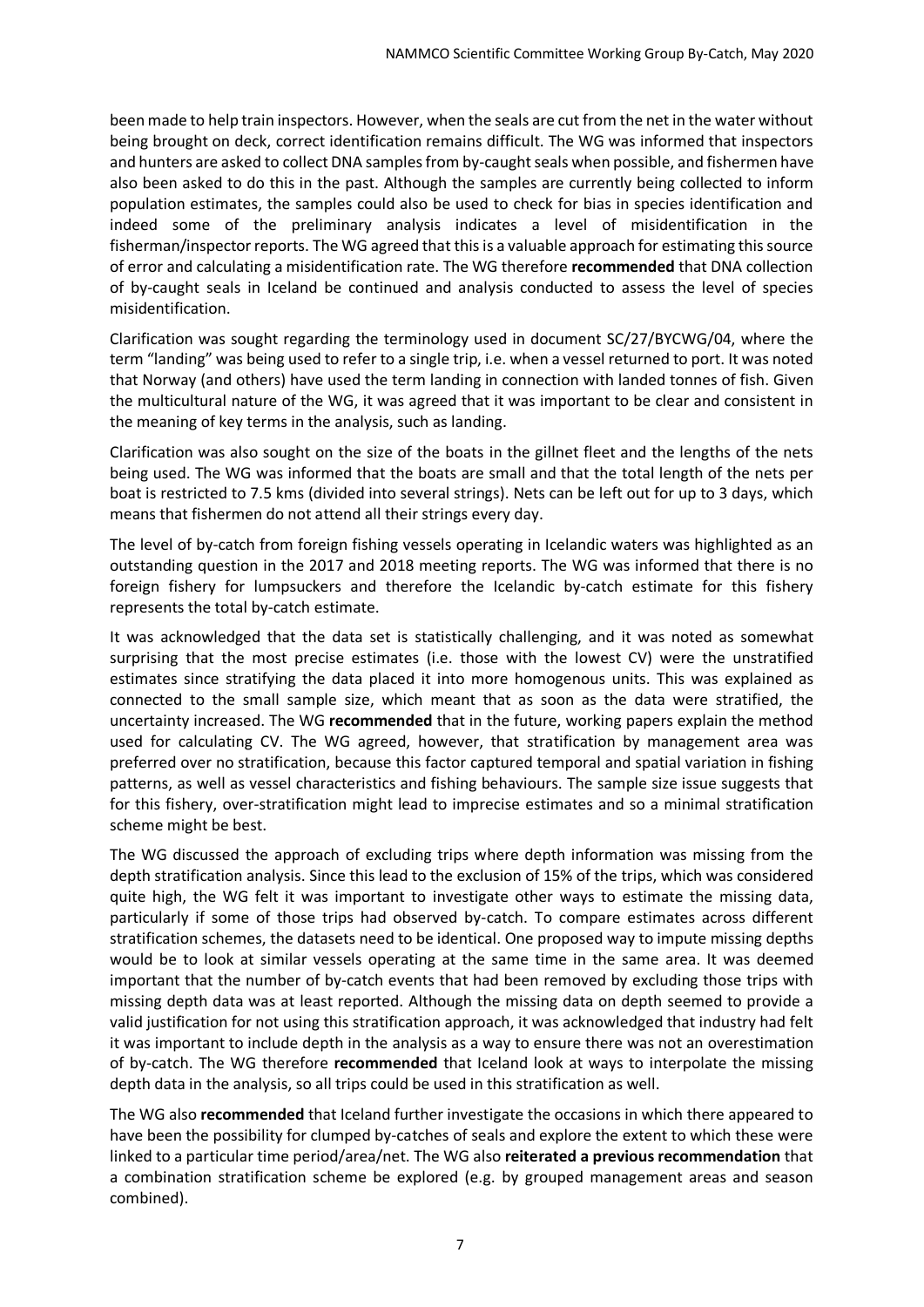been made to help train inspectors. However, when the seals are cut from the net in the water without being brought on deck, correct identification remains difficult. The WG was informed that inspectors and hunters are asked to collect DNA samples from by-caught seals when possible, and fishermen have also been asked to do this in the past. Although the samples are currently being collected to inform population estimates, the samples could also be used to check for bias in species identification and indeed some of the preliminary analysis indicates a level of misidentification in the fisherman/inspector reports. The WG agreed that this is a valuable approach for estimating this source of error and calculating a misidentification rate. The WG therefore **recommended** that DNA collection of by-caught seals in Iceland be continued and analysis conducted to assess the level of species misidentification.

Clarification was sought regarding the terminology used in document SC/27/BYCWG/04, where the term "landing" was being used to refer to a single trip, i.e. when a vessel returned to port. It was noted that Norway (and others) have used the term landing in connection with landed tonnes of fish. Given the multicultural nature of the WG, it was agreed that it was important to be clear and consistent in the meaning of key terms in the analysis, such as landing.

Clarification was also sought on the size of the boats in the gillnet fleet and the lengths of the nets being used. The WG was informed that the boats are small and that the total length of the nets per boat is restricted to 7.5 kms (divided into several strings). Nets can be left out for up to 3 days, which means that fishermen do not attend all their strings every day.

The level of by-catch from foreign fishing vessels operating in Icelandic waters was highlighted as an outstanding question in the 2017 and 2018 meeting reports. The WG was informed that there is no foreign fishery for lumpsuckers and therefore the Icelandic by-catch estimate for this fishery represents the total by-catch estimate.

It was acknowledged that the data set is statistically challenging, and it was noted as somewhat surprising that the most precise estimates (i.e. those with the lowest CV) were the unstratified estimates since stratifying the data placed it into more homogenous units. This was explained as connected to the small sample size, which meant that as soon as the data were stratified, the uncertainty increased. The WG **recommended** that in the future, working papers explain the method used for calculating CV. The WG agreed, however, that stratification by management area was preferred over no stratification, because this factor captured temporal and spatial variation in fishing patterns, as well as vessel characteristics and fishing behaviours. The sample size issue suggests that for this fishery, over-stratification might lead to imprecise estimates and so a minimal stratification scheme might be best.

The WG discussed the approach of excluding trips where depth information was missing from the depth stratification analysis. Since this lead to the exclusion of 15% of the trips, which was considered quite high, the WG felt it was important to investigate other ways to estimate the missing data, particularly if some of those trips had observed by-catch. To compare estimates across different stratification schemes, the datasets need to be identical. One proposed way to impute missing depths would be to look at similar vessels operating at the same time in the same area. It was deemed important that the number of by-catch events that had been removed by excluding those trips with missing depth data was at least reported. Although the missing data on depth seemed to provide a valid justification for not using this stratification approach, it was acknowledged that industry had felt it was important to include depth in the analysis as a way to ensure there was not an overestimation of by-catch. The WG therefore **recommended** that Iceland look at ways to interpolate the missing depth data in the analysis, so all trips could be used in this stratification as well.

The WG also **recommended** that Iceland further investigate the occasions in which there appeared to have been the possibility for clumped by-catches of seals and explore the extent to which these were linked to a particular time period/area/net. The WG also **reiterated a previous recommendation** that a combination stratification scheme be explored (e.g. by grouped management areas and season combined).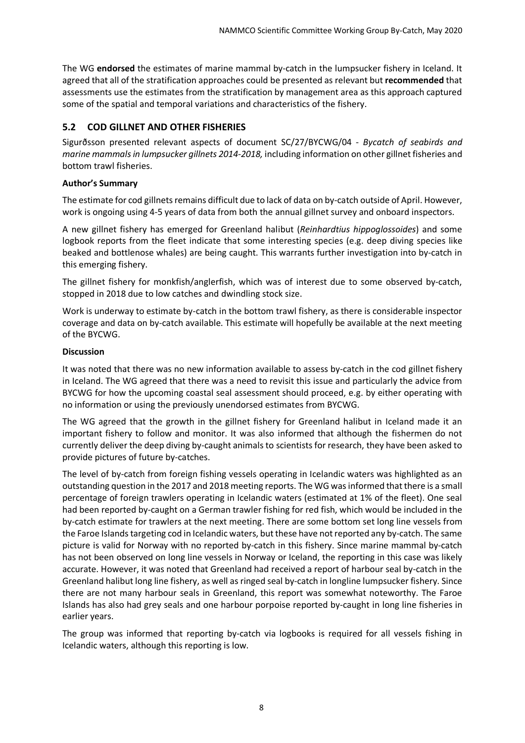The WG **endorsed** the estimates of marine mammal by-catch in the lumpsucker fishery in Iceland. It agreed that all of the stratification approaches could be presented as relevant but **recommended** that assessments use the estimates from the stratification by management area as this approach captured some of the spatial and temporal variations and characteristics of the fishery.

## 5.2 COD GILLNET AND OTHER FISHERIES

Sigurðsson presented relevant aspects of document SC/27/BYCWG/04 - *Bycatch of seabirds and marine mammals in lumpsucker gillnets 2014-2018,* including information on other gillnet fisheries and bottom trawl fisheries.

**Author's Summary**

The estimate for cod gillnets remains difficult due to lack of data on by-catch outside of April. However, work is ongoing using 4-5 years of data from both the annual gillnet survey and onboard inspectors.

A new gillnet fishery has emerged for Greenland halibut (*Reinhardtius hippoglossoides*) and some logbook reports from the fleet indicate that some interesting species (e.g. deep diving species like beaked and bottlenose whales) are being caught. This warrants further investigation into by-catch in this emerging fishery.

The gillnet fishery for monkfish/anglerfish, which was of interest due to some observed by-catch, stopped in 2018 due to low catches and dwindling stock size.

Work is underway to estimate by-catch in the bottom trawl fishery, as there is considerable inspector coverage and data on by-catch available. This estimate will hopefully be available at the next meeting of the BYCWG.

**Discussion**

It was noted that there was no new information available to assess by-catch in the cod gillnet fishery in Iceland. The WG agreed that there was a need to revisit this issue and particularly the advice from BYCWG for how the upcoming coastal seal assessment should proceed, e.g. by either operating with no information or using the previously unendorsed estimates from BYCWG.

The WG agreed that the growth in the gillnet fishery for Greenland halibut in Iceland made it an important fishery to follow and monitor. It was also informed that although the fishermen do not currently deliver the deep diving by-caught animals to scientists for research, they have been asked to provide pictures of future by-catches.

The level of by-catch from foreign fishing vessels operating in Icelandic waters was highlighted as an outstanding question in the 2017 and 2018 meeting reports. The WG was informed that there is a small percentage of foreign trawlers operating in Icelandic waters (estimated at 1% of the fleet). One seal had been reported by-caught on a German trawler fishing for red fish, which would be included in the by-catch estimate for trawlers at the next meeting. There are some bottom set long line vessels from the Faroe Islands targeting cod in Icelandic waters, but these have not reported any by-catch. The same picture is valid for Norway with no reported by-catch in this fishery. Since marine mammal by-catch has not been observed on long line vessels in Norway or Iceland, the reporting in this case was likely accurate. However, it was noted that Greenland had received a report of harbour seal by-catch in the Greenland halibut long line fishery, as well as ringed seal by-catch in longline lumpsucker fishery. Since there are not many harbour seals in Greenland, this report was somewhat noteworthy. The Faroe Islands has also had grey seals and one harbour porpoise reported by-caught in long line fisheries in earlier years.

The group was informed that reporting by-catch via logbooks is required for all vessels fishing in Icelandic waters, although this reporting is low.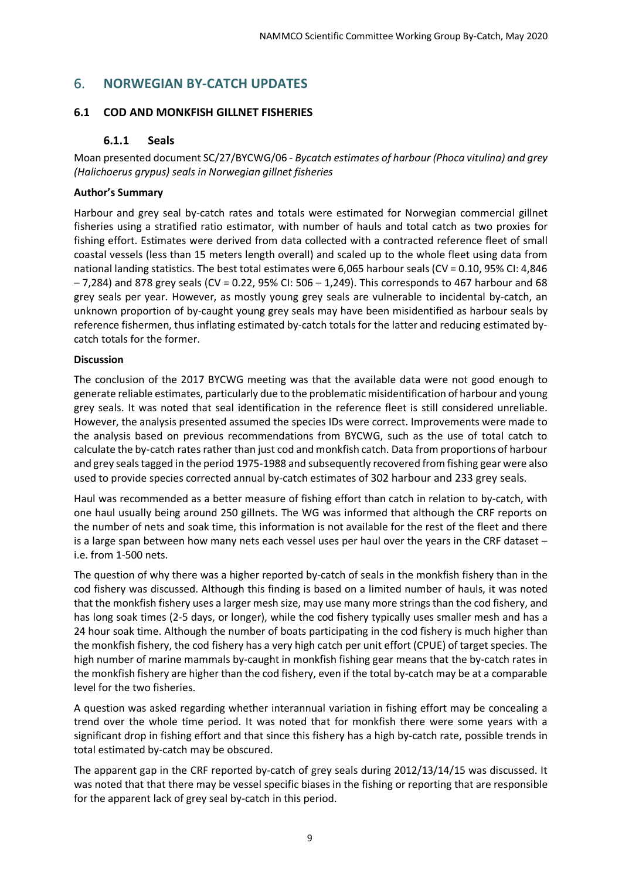# 6. NORWEGIAN BY-CATCH UPDATES

## 6.1 COD AND MONKFISH GILLNET FISHERIES

### 6.1.1 Seals

Moan presented document SC/27/BYCWG/06 - *Bycatch estimates of harbour (Phoca vitulina) and grey (Halichoerus grypus) seals in Norwegian gillnet fisheries*

**Author's Summary**

Harbour and grey seal by-catch rates and totals were estimated for Norwegian commercial gillnet fisheries using a stratified ratio estimator, with number of hauls and total catch as two proxies for fishing effort. Estimates were derived from data collected with a contracted reference fleet of small coastal vessels (less than 15 meters length overall) and scaled up to the whole fleet using data from national landing statistics. The best total estimates were 6,065 harbour seals (CV = 0.10, 95% CI: 4,846 – 7,284) and 878 grey seals (CV = 0.22, 95% CI: 506 – 1,249). This corresponds to 467 harbour and 68 grey seals per year. However, as mostly young grey seals are vulnerable to incidental by-catch, an unknown proportion of by-caught young grey seals may have been misidentified as harbour seals by reference fishermen, thus inflating estimated by-catch totals for the latter and reducing estimated by-catch totals for the former.

**Discussion**

The conclusion of the 2017 BYCWG meeting was that the available data were not good enough to generate reliable estimates, particularly due to the problematic misidentification of harbour and young grey seals. It was noted that seal identification in the reference fleet is still considered unreliable. However, the analysis presented assumed the species IDs were correct. Improvements were made to the analysis based on previous recommendations from BYCWG, such as the use of total catch to calculate the by-catch rates rather than just cod and monkfish catch. Data from proportions of harbour and grey seals tagged in the period 1975-1988 and subsequently recovered from fishing gear were also used to provide species corrected annual by-catch estimates of 302 harbour and 233 grey seals.

Haul was recommended as a better measure of fishing effort than catch in relation to by-catch, with one haul usually being around 250 gillnets. The WG was informed that although the CRF reports on the number of nets and soak time, this information is not available for the rest of the fleet and there is a large span between how many nets each vessel uses per haul over the years in the CRF dataset – i.e. from 1-500 nets.

The question of why there was a higher reported by-catch of seals in the monkfish fishery than in the cod fishery was discussed. Although this finding is based on a limited number of hauls, it was noted that the monkfish fishery uses a larger mesh size, may use many more strings than the cod fishery, and has long soak times (2-5 days, or longer), while the cod fishery typically uses smaller mesh and has a 24 hour soak time. Although the number of boats participating in the cod fishery is much higher than the monkfish fishery, the cod fishery has a very high catch per unit effort (CPUE) of target species. The high number of marine mammals by-caught in monkfish fishing gear means that the by-catch rates in the monkfish fishery are higher than the cod fishery, even if the total by-catch may be at a comparable level for the two fisheries.

A question was asked regarding whether interannual variation in fishing effort may be concealing a trend over the whole time period. It was noted that for monkfish there were some years with a significant drop in fishing effort and that since this fishery has a high by-catch rate, possible trends in total estimated by-catch may be obscured.

The apparent gap in the CRF reported by-catch of grey seals during 2012/13/14/15 was discussed. It was noted that that there may be vessel specific biases in the fishing or reporting that are responsible for the apparent lack of grey seal by-catch in this period.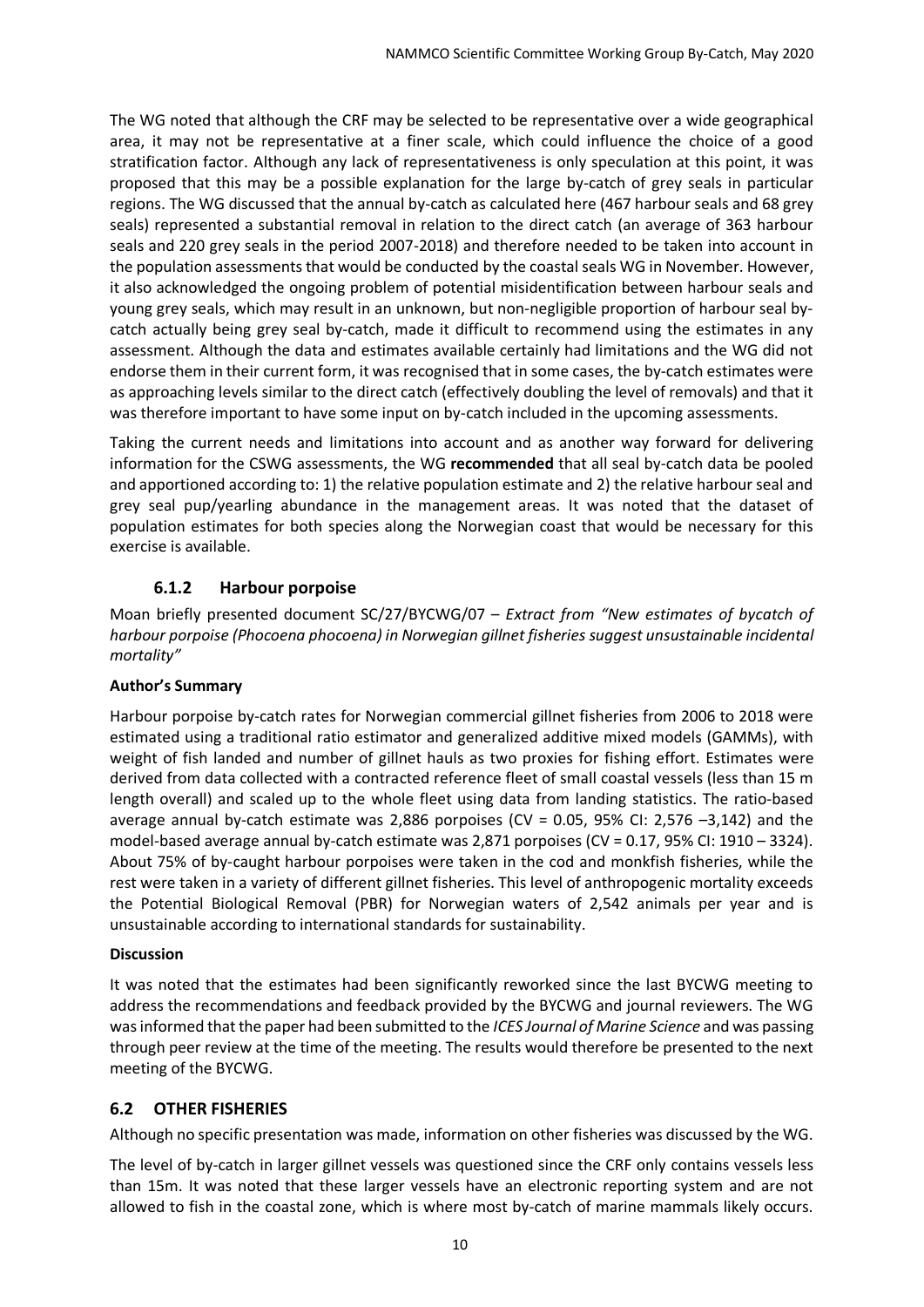The WG noted that although the CRF may be selected to be representative over a wide geographical area, it may not be representative at a finer scale, which could influence the choice of a good stratification factor. Although any lack of representativeness is only speculation at this point, it was proposed that this may be a possible explanation for the large by-catch of grey seals in particular regions. The WG discussed that the annual by-catch as calculated here (467 harbour seals and 68 grey seals) represented a substantial removal in relation to the direct catch (an average of 363 harbour seals and 220 grey seals in the period 2007-2018) and therefore needed to be taken into account in the population assessments that would be conducted by the coastal seals WG in November. However, it also acknowledged the ongoing problem of potential misidentification between harbour seals and young grey seals, which may result in an unknown, but non-negligible proportion of harbour seal by-catch actually being grey seal by-catch, made it difficult to recommend using the estimates in any assessment. Although the data and estimates available certainly had limitations and the WG did not endorse them in their current form, it was recognised that in some cases, the by-catch estimates were as approaching levels similar to the direct catch (effectively doubling the level of removals) and that it was therefore important to have some input on by-catch included in the upcoming assessments.

Taking the current needs and limitations into account and as another way forward for delivering information for the CSWG assessments, the WG **recommended** that all seal by-catch data be pooled and apportioned according to: 1) the relative population estimate and 2) the relative harbour seal and grey seal pup/yearling abundance in the management areas. It was noted that the dataset of population estimates for both species along the Norwegian coast that would be necessary for this exercise is available.

### 6.1.2 Harbour porpoise

Moan briefly presented document SC/27/BYCWG/07 – *Extract from "New estimates of bycatch of harbour porpoise (Phocoena phocoena) in Norwegian gillnet fisheries suggest unsustainable incidental mortality"*

**Author's Summary**

Harbour porpoise by-catch rates for Norwegian commercial gillnet fisheries from 2006 to 2018 were estimated using a traditional ratio estimator and generalized additive mixed models (GAMMs), with weight of fish landed and number of gillnet hauls as two proxies for fishing effort. Estimates were derived from data collected with a contracted reference fleet of small coastal vessels (less than 15 m length overall) and scaled up to the whole fleet using data from landing statistics. The ratio-based average annual by-catch estimate was 2,886 porpoises (CV = 0.05, 95% CI: 2,576 –3,142) and the model-based average annual by-catch estimate was 2,871 porpoises (CV = 0.17, 95% CI: 1910 – 3324). About 75% of by-caught harbour porpoises were taken in the cod and monkfish fisheries, while the rest were taken in a variety of different gillnet fisheries. This level of anthropogenic mortality exceeds the Potential Biological Removal (PBR) for Norwegian waters of 2,542 animals per year and is unsustainable according to international standards for sustainability.

**Discussion**

It was noted that the estimates had been significantly reworked since the last BYCWG meeting to address the recommendations and feedback provided by the BYCWG and journal reviewers. The WG was informed that the paper had been submitted to the *ICES Journal of Marine Science* and was passing through peer review at the time of the meeting. The results would therefore be presented to the next meeting of the BYCWG.

## 6.2 OTHER FISHERIES

Although no specific presentation was made, information on other fisheries was discussed by the WG.

The level of by-catch in larger gillnet vessels was questioned since the CRF only contains vessels less than 15m. It was noted that these larger vessels have an electronic reporting system and are not allowed to fish in the coastal zone, which is where most by-catch of marine mammals likely occurs.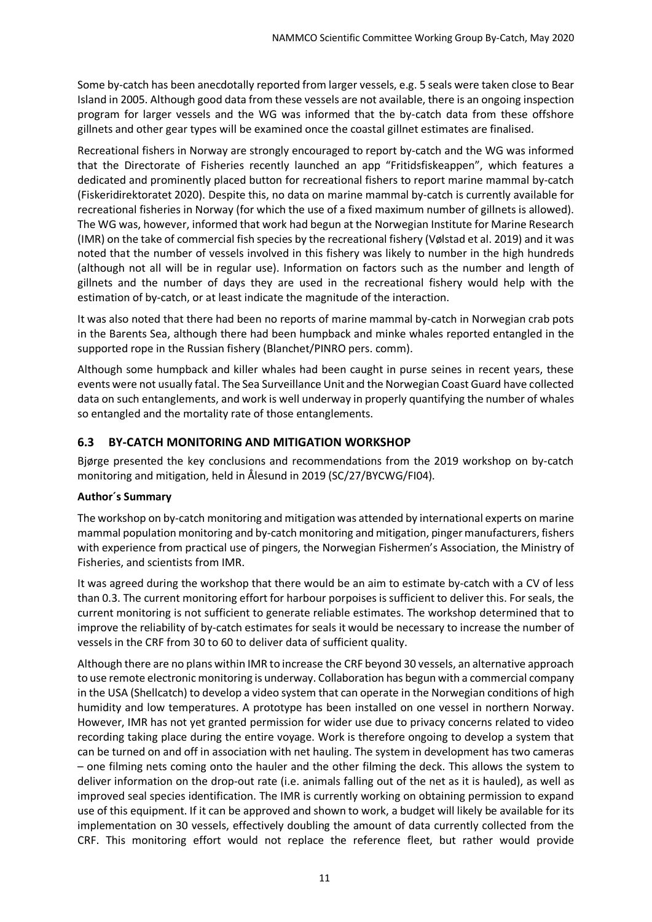Some by-catch has been anecdotally reported from larger vessels, e.g. 5 seals were taken close to Bear Island in 2005. Although good data from these vessels are not available, there is an ongoing inspection program for larger vessels and the WG was informed that the by-catch data from these offshore gillnets and other gear types will be examined once the coastal gillnet estimates are finalised.

Recreational fishers in Norway are strongly encouraged to report by-catch and the WG was informed that the Directorate of Fisheries recently launched an app "Fritidsfiskeappen", which features a dedicated and prominently placed button for recreational fishers to report marine mammal by-catch (Fiskeridirektoratet 2020). Despite this, no data on marine mammal by-catch is currently available for recreational fisheries in Norway (for which the use of a fixed maximum number of gillnets is allowed). The WG was, however, informed that work had begun at the Norwegian Institute for Marine Research (IMR) on the take of commercial fish species by the recreational fishery (Vølstad et al. 2019) and it was noted that the number of vessels involved in this fishery was likely to number in the high hundreds (although not all will be in regular use). Information on factors such as the number and length of gillnets and the number of days they are used in the recreational fishery would help with the estimation of by-catch, or at least indicate the magnitude of the interaction.

It was also noted that there had been no reports of marine mammal by-catch in Norwegian crab pots in the Barents Sea, although there had been humpback and minke whales reported entangled in the supported rope in the Russian fishery (Blanchet/PINRO pers. comm).

Although some humpback and killer whales had been caught in purse seines in recent years, these events were not usually fatal. The Sea Surveillance Unit and the Norwegian Coast Guard have collected data on such entanglements, and work is well underway in properly quantifying the number of whales so entangled and the mortality rate of those entanglements.

## 6.3 BY-CATCH MONITORING AND MITIGATION WORKSHOP

Bjørge presented the key conclusions and recommendations from the 2019 workshop on by-catch monitoring and mitigation, held in Ålesund in 2019 (SC/27/BYCWG/FI04).

**Author´s Summary**

The workshop on by-catch monitoring and mitigation was attended by international experts on marine mammal population monitoring and by-catch monitoring and mitigation, pinger manufacturers, fishers with experience from practical use of pingers, the Norwegian Fishermen's Association, the Ministry of Fisheries, and scientists from IMR.

It was agreed during the workshop that there would be an aim to estimate by-catch with a CV of less than 0.3. The current monitoring effort for harbour porpoises is sufficient to deliver this. For seals, the current monitoring is not sufficient to generate reliable estimates. The workshop determined that to improve the reliability of by-catch estimates for seals it would be necessary to increase the number of vessels in the CRF from 30 to 60 to deliver data of sufficient quality.

Although there are no plans within IMR to increase the CRF beyond 30 vessels, an alternative approach to use remote electronic monitoring is underway. Collaboration has begun with a commercial company in the USA (Shellcatch) to develop a video system that can operate in the Norwegian conditions of high humidity and low temperatures. A prototype has been installed on one vessel in northern Norway. However, IMR has not yet granted permission for wider use due to privacy concerns related to video recording taking place during the entire voyage. Work is therefore ongoing to develop a system that can be turned on and off in association with net hauling. The system in development has two cameras – one filming nets coming onto the hauler and the other filming the deck. This allows the system to deliver information on the drop-out rate (i.e. animals falling out of the net as it is hauled), as well as improved seal species identification. The IMR is currently working on obtaining permission to expand use of this equipment. If it can be approved and shown to work, a budget will likely be available for its implementation on 30 vessels, effectively doubling the amount of data currently collected from the CRF. This monitoring effort would not replace the reference fleet, but rather would provide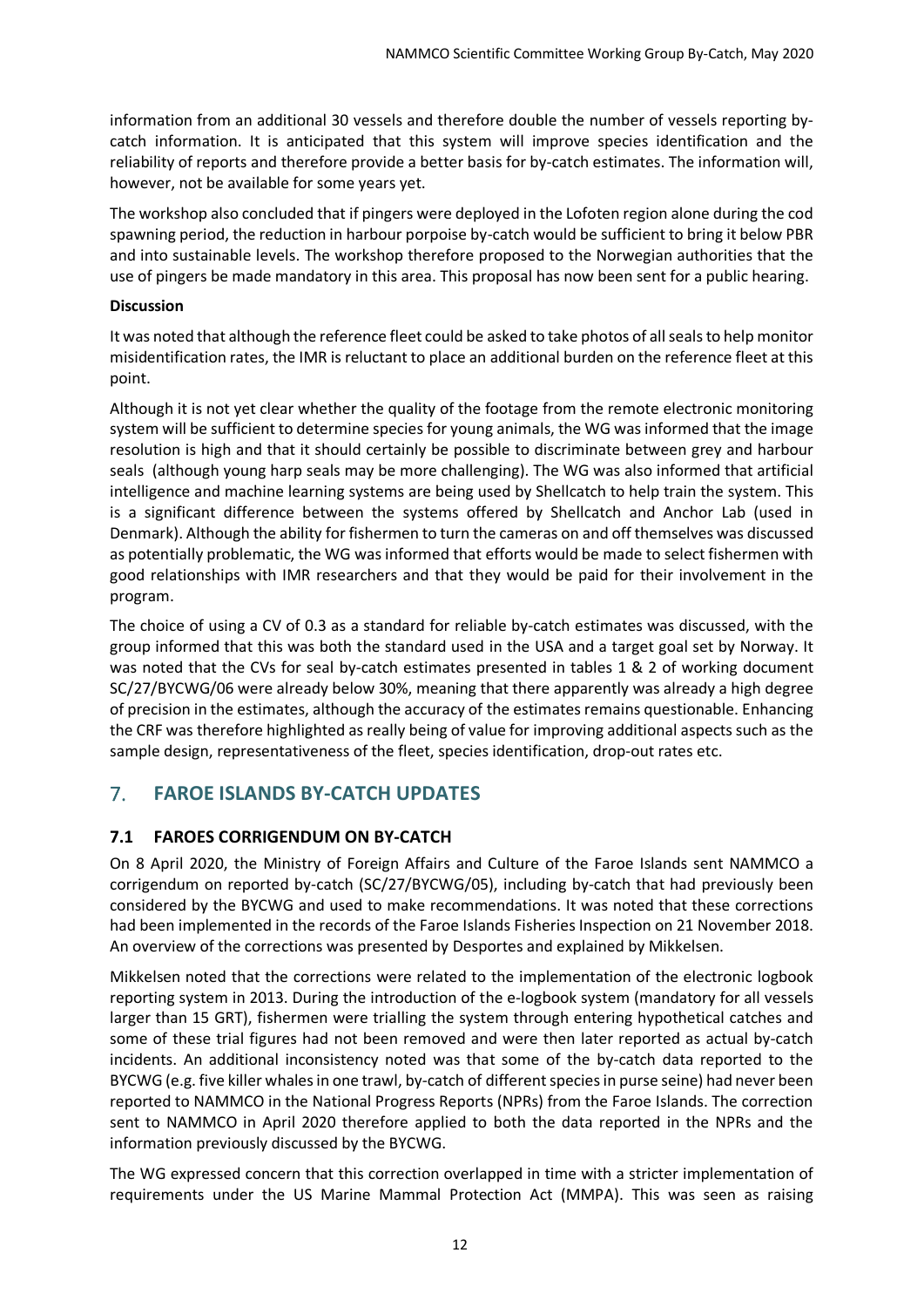information from an additional 30 vessels and therefore double the number of vessels reporting by-catch information. It is anticipated that this system will improve species identification and the reliability of reports and therefore provide a better basis for by-catch estimates. The information will, however, not be available for some years yet.

The workshop also concluded that if pingers were deployed in the Lofoten region alone during the cod spawning period, the reduction in harbour porpoise by-catch would be sufficient to bring it below PBR and into sustainable levels. The workshop therefore proposed to the Norwegian authorities that the use of pingers be made mandatory in this area. This proposal has now been sent for a public hearing.

**Discussion**

It was noted that although the reference fleet could be asked to take photos of all seals to help monitor misidentification rates, the IMR is reluctant to place an additional burden on the reference fleet at this point.

Although it is not yet clear whether the quality of the footage from the remote electronic monitoring system will be sufficient to determine species for young animals, the WG was informed that the image resolution is high and that it should certainly be possible to discriminate between grey and harbour seals (although young harp seals may be more challenging). The WG was also informed that artificial intelligence and machine learning systems are being used by Shellcatch to help train the system. This is a significant difference between the systems offered by Shellcatch and Anchor Lab (used in Denmark). Although the ability for fishermen to turn the cameras on and off themselves was discussed as potentially problematic, the WG was informed that efforts would be made to select fishermen with good relationships with IMR researchers and that they would be paid for their involvement in the program.

The choice of using a CV of 0.3 as a standard for reliable by-catch estimates was discussed, with the group informed that this was both the standard used in the USA and a target goal set by Norway. It was noted that the CVs for seal by-catch estimates presented in tables 1 & 2 of working document SC/27/BYCWG/06 were already below 30%, meaning that there apparently was already a high degree of precision in the estimates, although the accuracy of the estimates remains questionable. Enhancing the CRF was therefore highlighted as really being of value for improving additional aspects such as the sample design, representativeness of the fleet, species identification, drop-out rates etc.

## 7. FAROE ISLANDS BY-CATCH UPDATES

### 7.1 FAROES CORRIGENDUM ON BY-CATCH

On 8 April 2020, the Ministry of Foreign Affairs and Culture of the Faroe Islands sent NAMMCO a corrigendum on reported by-catch (SC/27/BYCWG/05), including by-catch that had previously been considered by the BYCWG and used to make recommendations. It was noted that these corrections had been implemented in the records of the Faroe Islands Fisheries Inspection on 21 November 2018. An overview of the corrections was presented by Desportes and explained by Mikkelsen.

Mikkelsen noted that the corrections were related to the implementation of the electronic logbook reporting system in 2013. During the introduction of the e-logbook system (mandatory for all vessels larger than 15 GRT), fishermen were trialling the system through entering hypothetical catches and some of these trial figures had not been removed and were then later reported as actual by-catch incidents. An additional inconsistency noted was that some of the by-catch data reported to the BYCWG (e.g. five killer whales in one trawl, by-catch of different species in purse seine) had never been reported to NAMMCO in the National Progress Reports (NPRs) from the Faroe Islands. The correction sent to NAMMCO in April 2020 therefore applied to both the data reported in the NPRs and the information previously discussed by the BYCWG.

The WG expressed concern that this correction overlapped in time with a stricter implementation of requirements under the US Marine Mammal Protection Act (MMPA). This was seen as raising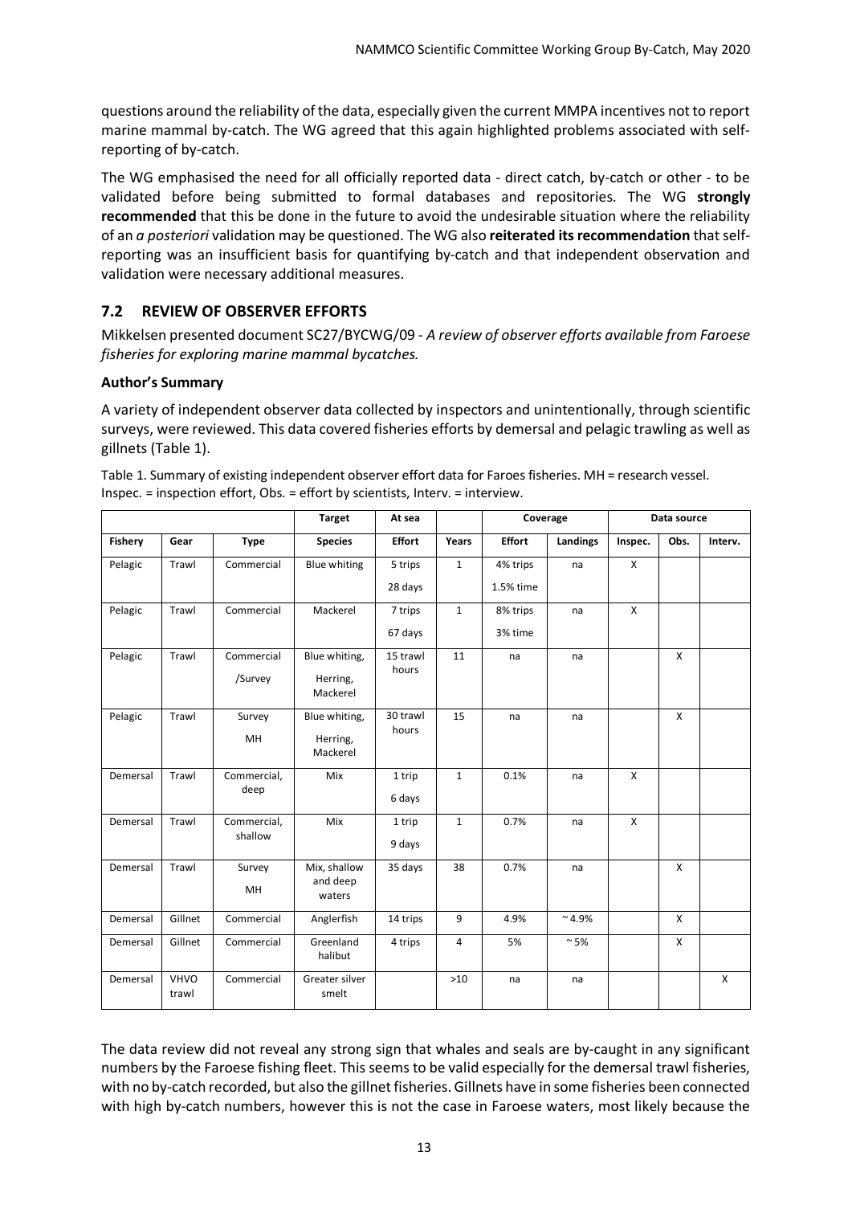questions around the reliability of the data, especially given the current MMPA incentives not to report marine mammal by-catch. The WG agreed that this again highlighted problems associated with self-reporting of by-catch.

The WG emphasised the need for all officially reported data - direct catch, by-catch or other - to be validated before being submitted to formal databases and repositories. The WG **strongly recommended** that this be done in the future to avoid the undesirable situation where the reliability of an *a posteriori* validation may be questioned. The WG also **reiterated its recommendation** that self-reporting was an insufficient basis for quantifying by-catch and that independent observation and validation were necessary additional measures.

## 7.2 REVIEW OF OBSERVER EFFORTS

Mikkelsen presented document SC27/BYCWG/09 - *A review of observer efforts available from Faroese fisheries for exploring marine mammal bycatches.*

**Author's Summary**

A variety of independent observer data collected by inspectors and unintentionally, through scientific surveys, were reviewed. This data covered fisheries efforts by demersal and pelagic trawling as well as gillnets (Table 1).

Table 1. Summary of existing independent observer effort data for Faroes fisheries. MH = research vessel. Inspec. = inspection effort, Obs. = effort by scientists, Interv. = interview.

| | | | Target | At sea | | Coverage | | Data source | | |
|---|---|---|---|---|---|---|---|---|---|---|
| Fishery | Gear | Type | Species | Effort | Years | Effort | Landings | Inspec. | Obs. | Interv. |
| Pelagic | Trawl | Commercial | Blue whiting | 5 trips<br>28 days | 1 | 4% trips<br>1.5% time | na | X | | |
| Pelagic | Trawl | Commercial | Mackerel | 7 trips<br>67 days | 1 | 8% trips<br>3% time | na | X | | |
| Pelagic | Trawl | Commercial<br>/Survey | Blue whiting,<br>Herring,<br>Mackerel | 15 trawl hours | 11 | na | na | | X | |
| Pelagic | Trawl | Survey<br>MH | Blue whiting,<br>Herring,<br>Mackerel | 30 trawl hours | 15 | na | na | | X | |
| Demersal | Trawl | Commercial, deep | Mix | 1 trip<br>6 days | 1 | 0.1% | na | X | | |
| Demersal | Trawl | Commercial, shallow | Mix | 1 trip<br>9 days | 1 | 0.7% | na | X | | |
| Demersal | Trawl | Survey<br>MH | Mix, shallow and deep waters | 35 days | 38 | 0.7% | na | | X | |
| Demersal | Gillnet | Commercial | Anglerfish | 14 trips | 9 | 4.9% | ~4.9% | | X | |
| Demersal | Gillnet | Commercial | Greenland halibut | 4 trips | 4 | 5% | ~5% | | X | |
| Demersal | VHVO trawl | Commercial | Greater silver smelt | | >10 | na | na | | | X |

The data review did not reveal any strong sign that whales and seals are by-caught in any significant numbers by the Faroese fishing fleet. This seems to be valid especially for the demersal trawl fisheries, with no by-catch recorded, but also the gillnet fisheries. Gillnets have in some fisheries been connected with high by-catch numbers, however this is not the case in Faroese waters, most likely because the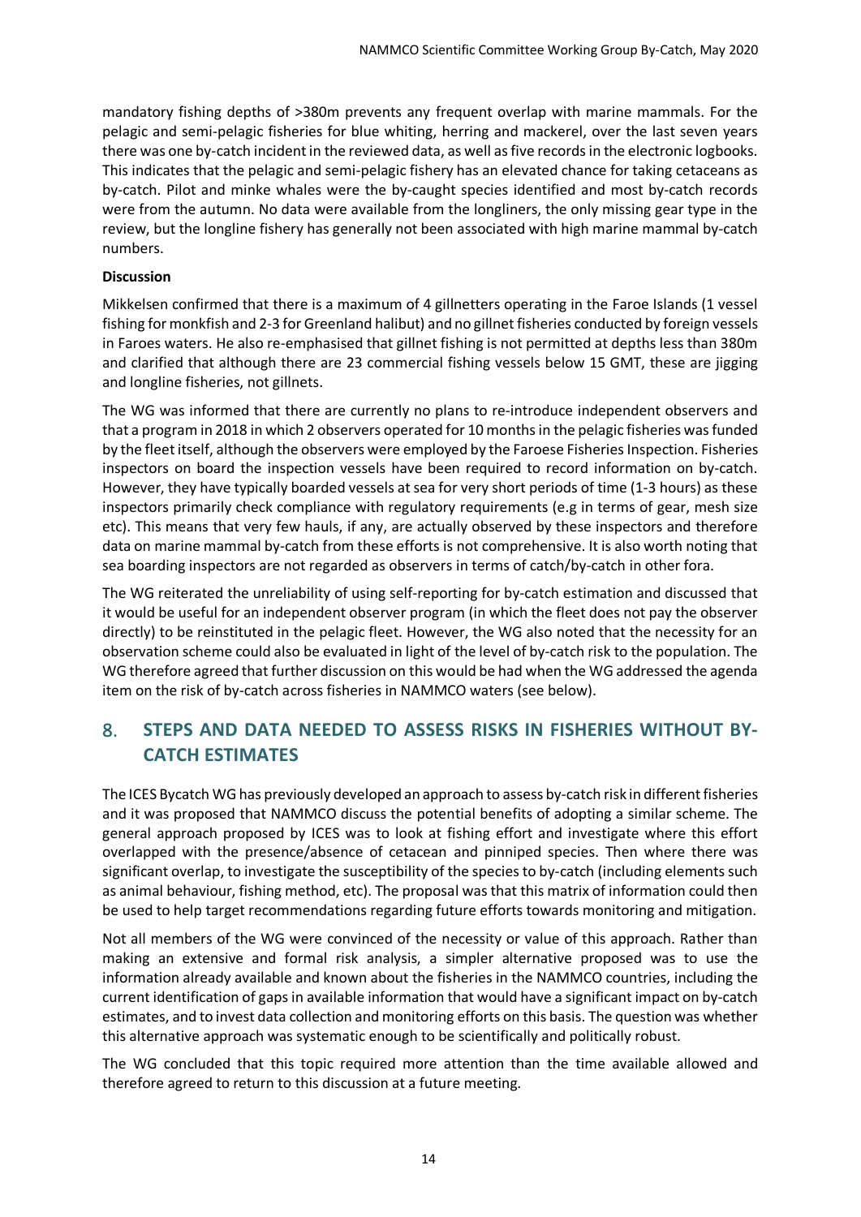mandatory fishing depths of >380m prevents any frequent overlap with marine mammals. For the pelagic and semi-pelagic fisheries for blue whiting, herring and mackerel, over the last seven years there was one by-catch incident in the reviewed data, as well as five records in the electronic logbooks. This indicates that the pelagic and semi-pelagic fishery has an elevated chance for taking cetaceans as by-catch. Pilot and minke whales were the by-caught species identified and most by-catch records were from the autumn. No data were available from the longliners, the only missing gear type in the review, but the longline fishery has generally not been associated with high marine mammal by-catch numbers.

**Discussion**

Mikkelsen confirmed that there is a maximum of 4 gillnetters operating in the Faroe Islands (1 vessel fishing for monkfish and 2-3 for Greenland halibut) and no gillnet fisheries conducted by foreign vessels in Faroes waters. He also re-emphasised that gillnet fishing is not permitted at depths less than 380m and clarified that although there are 23 commercial fishing vessels below 15 GMT, these are jigging and longline fisheries, not gillnets.

The WG was informed that there are currently no plans to re-introduce independent observers and that a program in 2018 in which 2 observers operated for 10 months in the pelagic fisheries was funded by the fleet itself, although the observers were employed by the Faroese Fisheries Inspection. Fisheries inspectors on board the inspection vessels have been required to record information on by-catch. However, they have typically boarded vessels at sea for very short periods of time (1-3 hours) as these inspectors primarily check compliance with regulatory requirements (e.g in terms of gear, mesh size etc). This means that very few hauls, if any, are actually observed by these inspectors and therefore data on marine mammal by-catch from these efforts is not comprehensive. It is also worth noting that sea boarding inspectors are not regarded as observers in terms of catch/by-catch in other fora.

The WG reiterated the unreliability of using self-reporting for by-catch estimation and discussed that it would be useful for an independent observer program (in which the fleet does not pay the observer directly) to be reinstituted in the pelagic fleet. However, the WG also noted that the necessity for an observation scheme could also be evaluated in light of the level of by-catch risk to the population. The WG therefore agreed that further discussion on this would be had when the WG addressed the agenda item on the risk of by-catch across fisheries in NAMMCO waters (see below).

## 8. STEPS AND DATA NEEDED TO ASSESS RISKS IN FISHERIES WITHOUT BY-CATCH ESTIMATES

The ICES Bycatch WG has previously developed an approach to assess by-catch risk in different fisheries and it was proposed that NAMMCO discuss the potential benefits of adopting a similar scheme. The general approach proposed by ICES was to look at fishing effort and investigate where this effort overlapped with the presence/absence of cetacean and pinniped species. Then where there was significant overlap, to investigate the susceptibility of the species to by-catch (including elements such as animal behaviour, fishing method, etc). The proposal was that this matrix of information could then be used to help target recommendations regarding future efforts towards monitoring and mitigation.

Not all members of the WG were convinced of the necessity or value of this approach. Rather than making an extensive and formal risk analysis, a simpler alternative proposed was to use the information already available and known about the fisheries in the NAMMCO countries, including the current identification of gaps in available information that would have a significant impact on by-catch estimates, and to invest data collection and monitoring efforts on this basis. The question was whether this alternative approach was systematic enough to be scientifically and politically robust.

The WG concluded that this topic required more attention than the time available allowed and therefore agreed to return to this discussion at a future meeting.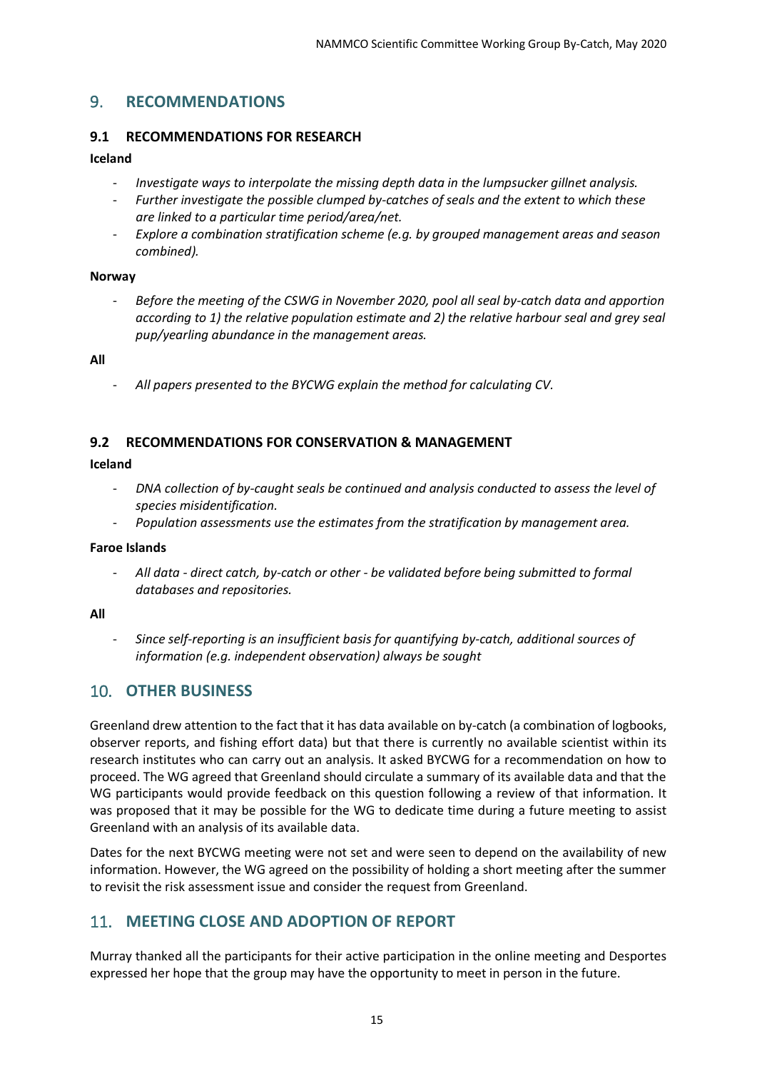## 9. RECOMMENDATIONS

### 9.1 RECOMMENDATIONS FOR RESEARCH

**Iceland**

- *Investigate ways to interpolate the missing depth data in the lumpsucker gillnet analysis.*
- *Further investigate the possible clumped by-catches of seals and the extent to which these are linked to a particular time period/area/net.*
- *Explore a combination stratification scheme (e.g. by grouped management areas and season combined).*

**Norway**

- *Before the meeting of the CSWG in November 2020, pool all seal by-catch data and apportion according to 1) the relative population estimate and 2) the relative harbour seal and grey seal pup/yearling abundance in the management areas.*

**All**

- *All papers presented to the BYCWG explain the method for calculating CV.*

### 9.2 RECOMMENDATIONS FOR CONSERVATION & MANAGEMENT

**Iceland**

- *DNA collection of by-caught seals be continued and analysis conducted to assess the level of species misidentification.*
- *Population assessments use the estimates from the stratification by management area.*

**Faroe Islands**

- *All data - direct catch, by-catch or other - be validated before being submitted to formal databases and repositories.*

**All**

- *Since self-reporting is an insufficient basis for quantifying by-catch, additional sources of information (e.g. independent observation) always be sought*

## 10. OTHER BUSINESS

Greenland drew attention to the fact that it has data available on by-catch (a combination of logbooks, observer reports, and fishing effort data) but that there is currently no available scientist within its research institutes who can carry out an analysis. It asked BYCWG for a recommendation on how to proceed. The WG agreed that Greenland should circulate a summary of its available data and that the WG participants would provide feedback on this question following a review of that information. It was proposed that it may be possible for the WG to dedicate time during a future meeting to assist Greenland with an analysis of its available data.

Dates for the next BYCWG meeting were not set and were seen to depend on the availability of new information. However, the WG agreed on the possibility of holding a short meeting after the summer to revisit the risk assessment issue and consider the request from Greenland.

## 11. MEETING CLOSE AND ADOPTION OF REPORT

Murray thanked all the participants for their active participation in the online meeting and Desportes expressed her hope that the group may have the opportunity to meet in person in the future.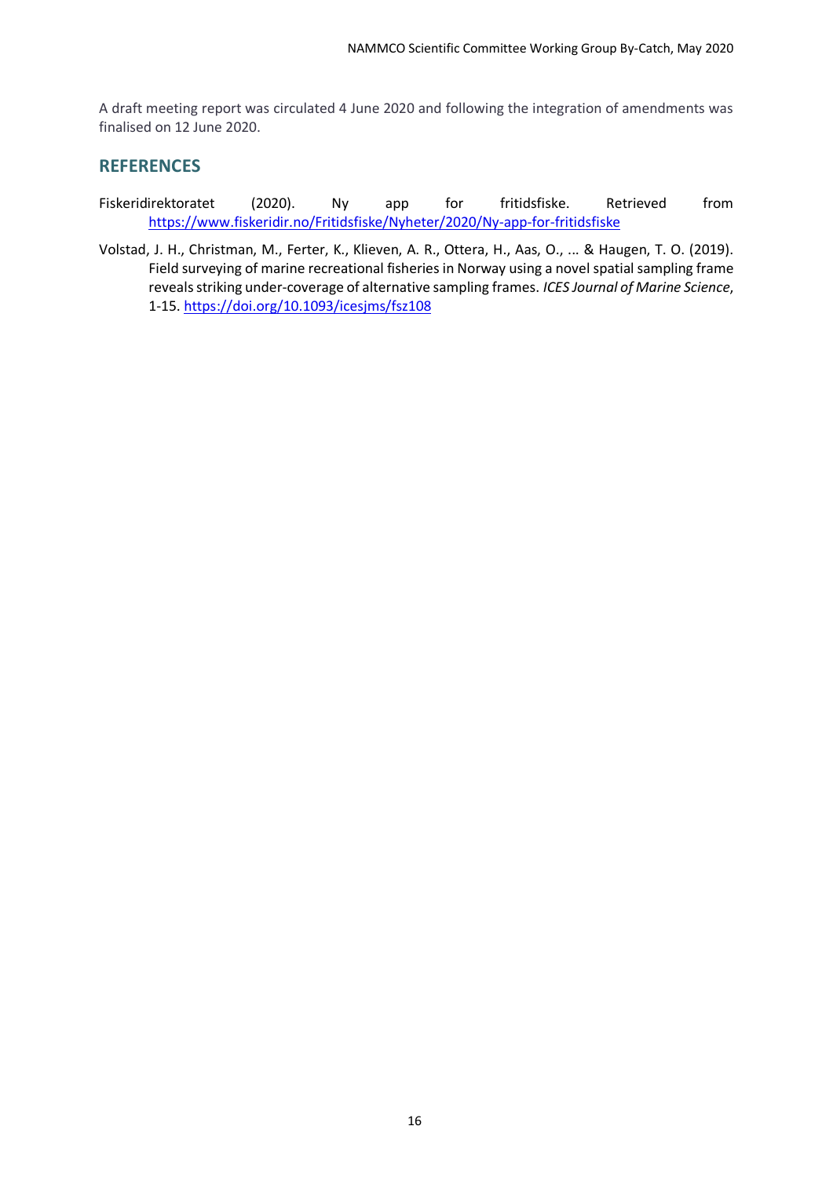A draft meeting report was circulated 4 June 2020 and following the integration of amendments was finalised on 12 June 2020.

## REFERENCES

Fiskeridirektoratet (2020). Ny app for fritidsfiske. Retrieved from https://www.fiskeridir.no/Fritidsfiske/Nyheter/2020/Ny-app-for-fritidsfiske

Volstad, J. H., Christman, M., Ferter, K., Klieven, A. R., Ottera, H., Aas, O., ... & Haugen, T. O. (2019). Field surveying of marine recreational fisheries in Norway using a novel spatial sampling frame reveals striking under-coverage of alternative sampling frames. *ICES Journal of Marine Science*, 1-15. https://doi.org/10.1093/icesjms/fsz108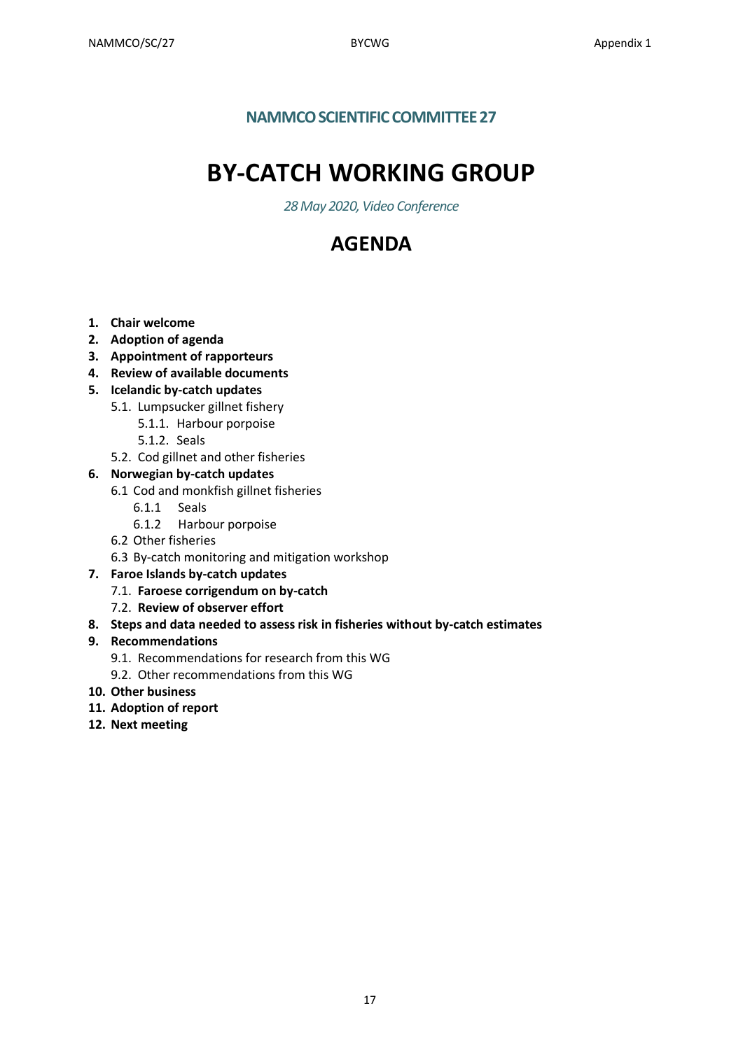## NAMMCO SCIENTIFIC COMMITTEE 27

# BY-CATCH WORKING GROUP

*28 May 2020, Video Conference*

# AGENDA

1. **Chair welcome**
2. **Adoption of agenda**
3. **Appointment of rapporteurs**
4. **Review of available documents**
5. **Icelandic by-catch updates**
    5.1. Lumpsucker gillnet fishery
        5.1.1. Harbour porpoise
        5.1.2. Seals
    5.2. Cod gillnet and other fisheries
6. **Norwegian by-catch updates**
    6.1 Cod and monkfish gillnet fisheries
        6.1.1 Seals
        6.1.2 Harbour porpoise
    6.2 Other fisheries
    6.3 By-catch monitoring and mitigation workshop
7. **Faroe Islands by-catch updates**
    7.1. **Faroese corrigendum on by-catch**
    7.2. **Review of observer effort**
8. **Steps and data needed to assess risk in fisheries without by-catch estimates**
9. **Recommendations**
    9.1. Recommendations for research from this WG
    9.2. Other recommendations from this WG
10. **Other business**
11. **Adoption of report**
12. **Next meeting**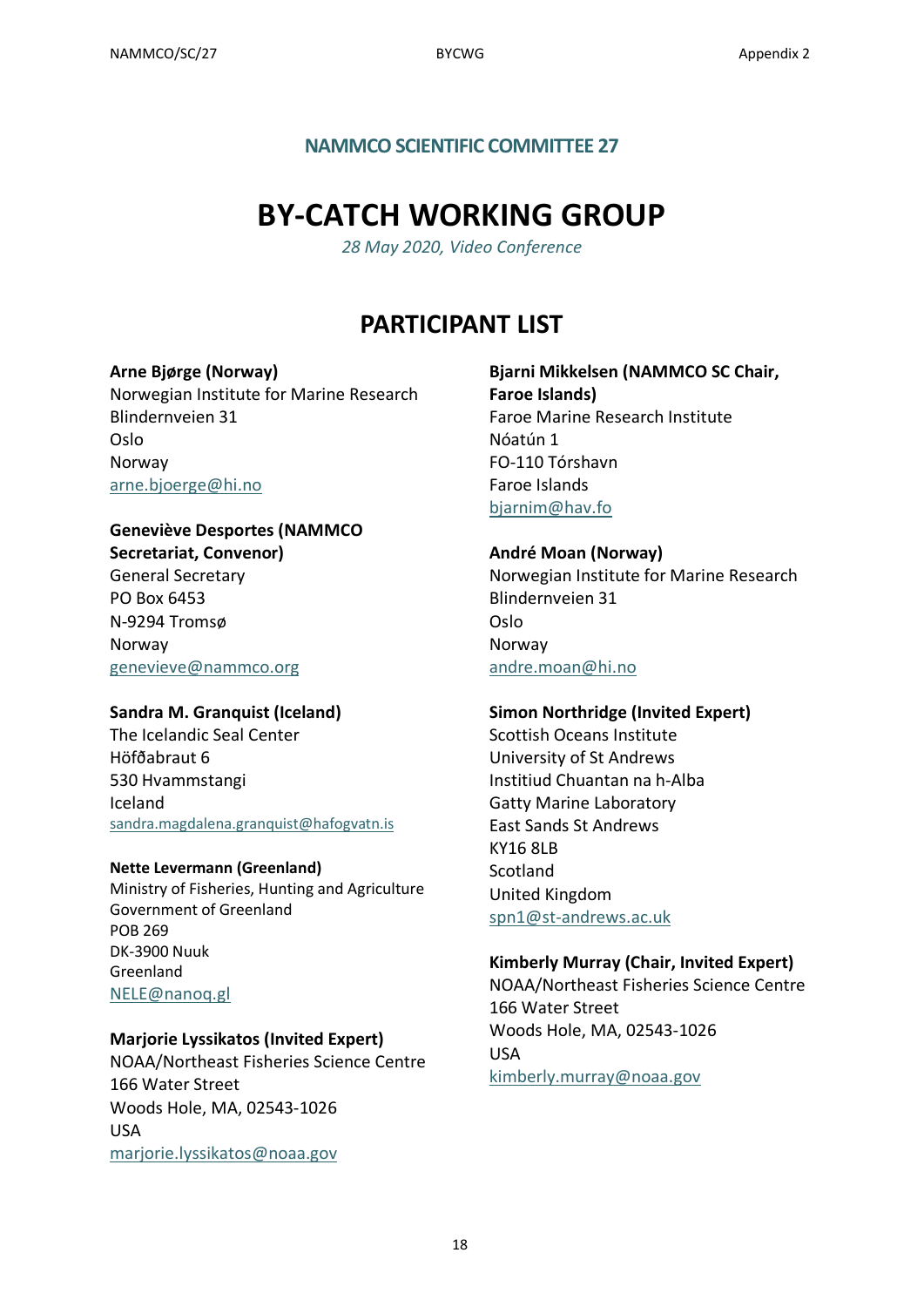## NAMMCO SCIENTIFIC COMMITTEE 27

# BY-CATCH WORKING GROUP

*28 May 2020, Video Conference*

## PARTICIPANT LIST

**Arne Bjørge (Norway)**
Norwegian Institute for Marine Research
Blindernveien 31
Oslo
Norway
arne.bjoerge@hi.no

**Geneviève Desportes (NAMMCO Secretariat, Convenor)**
General Secretary
PO Box 6453
N-9294 Tromsø
Norway
genevieve@nammco.org

**Sandra M. Granquist (Iceland)**
The Icelandic Seal Center
Höfðabraut 6
530 Hvammstangi
Iceland
sandra.magdalena.granquist@hafogvatn.is

**Nette Levermann (Greenland)**
Ministry of Fisheries, Hunting and Agriculture
Government of Greenland
POB 269
DK-3900 Nuuk
Greenland
NELE@nanoq.gl

**Marjorie Lyssikatos (Invited Expert)**
NOAA/Northeast Fisheries Science Centre
166 Water Street
Woods Hole, MA, 02543-1026
USA
marjorie.lyssikatos@noaa.gov

**Bjarni Mikkelsen (NAMMCO SC Chair, Faroe Islands)**
Faroe Marine Research Institute
Nóatún 1
FO-110 Tórshavn
Faroe Islands
bjarnim@hav.fo

**André Moan (Norway)**
Norwegian Institute for Marine Research
Blindernveien 31
Oslo
Norway
andre.moan@hi.no

**Simon Northridge (Invited Expert)**
Scottish Oceans Institute
University of St Andrews
Institiud Chuantan na h-Alba
Gatty Marine Laboratory
East Sands St Andrews
KY16 8LB
Scotland
United Kingdom
spn1@st-andrews.ac.uk

**Kimberly Murray (Chair, Invited Expert)**
NOAA/Northeast Fisheries Science Centre
166 Water Street
Woods Hole, MA, 02543-1026
USA
kimberly.murray@noaa.gov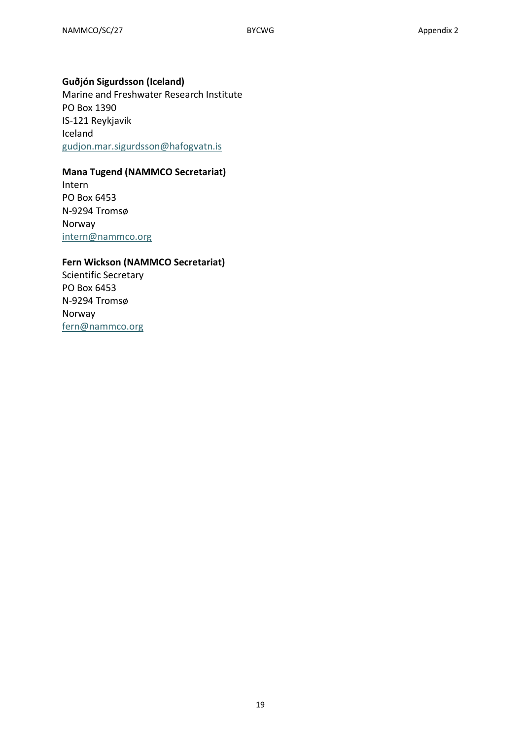**Guðjón Sigurdsson (Iceland)**
Marine and Freshwater Research Institute
PO Box 1390
IS-121 Reykjavik
Iceland
gudjon.mar.sigurdsson@hafogvatn.is

**Mana Tugend (NAMMCO Secretariat)**
Intern
PO Box 6453
N-9294 Tromsø
Norway
intern@nammco.org

**Fern Wickson (NAMMCO Secretariat)**
Scientific Secretary
PO Box 6453
N-9294 Tromsø
Norway
fern@nammco.org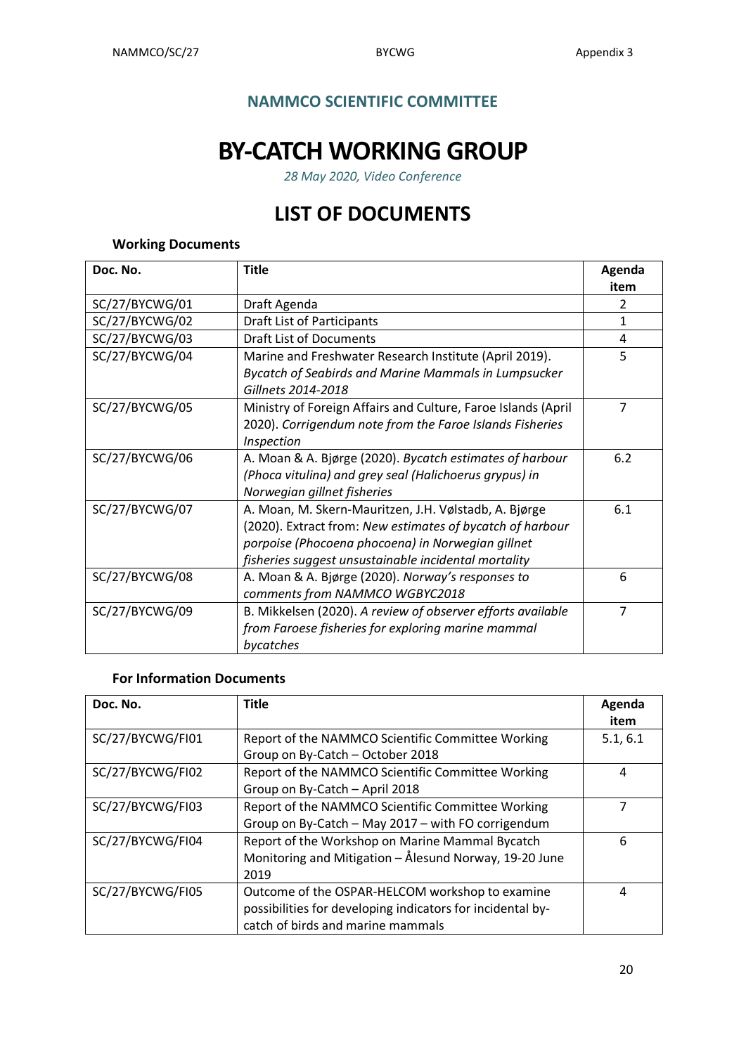## NAMMCO SCIENTIFIC COMMITTEE

# BY-CATCH WORKING GROUP

*28 May 2020, Video Conference*

# LIST OF DOCUMENTS

### Working Documents

| Doc. No. | Title | Agenda item |
|---|---|---|
| SC/27/BYCWG/01 | Draft Agenda | 2 |
| SC/27/BYCWG/02 | Draft List of Participants | 1 |
| SC/27/BYCWG/03 | Draft List of Documents | 4 |
| SC/27/BYCWG/04 | Marine and Freshwater Research Institute (April 2019). *Bycatch of Seabirds and Marine Mammals in Lumpsucker Gillnets 2014-2018* | 5 |
| SC/27/BYCWG/05 | Ministry of Foreign Affairs and Culture, Faroe Islands (April 2020). *Corrigendum note from the Faroe Islands Fisheries Inspection* | 7 |
| SC/27/BYCWG/06 | A. Moan & A. Bjørge (2020). *Bycatch estimates of harbour (Phoca vitulina) and grey seal (Halichoerus grypus) in Norwegian gillnet fisheries* | 6.2 |
| SC/27/BYCWG/07 | A. Moan, M. Skern-Mauritzen, J.H. Vølstadb, A. Bjørge (2020). Extract from: *New estimates of bycatch of harbour porpoise (Phocoena phocoena) in Norwegian gillnet fisheries suggest unsustainable incidental mortality* | 6.1 |
| SC/27/BYCWG/08 | A. Moan & A. Bjørge (2020). *Norway's responses to comments from NAMMCO WGBYC2018* | 6 |
| SC/27/BYCWG/09 | B. Mikkelsen (2020). *A review of observer efforts available from Faroese fisheries for exploring marine mammal bycatches* | 7 |

### For Information Documents

| Doc. No. | Title | Agenda item |
|---|---|---|
| SC/27/BYCWG/FI01 | Report of the NAMMCO Scientific Committee Working Group on By-Catch – October 2018 | 5.1, 6.1 |
| SC/27/BYCWG/FI02 | Report of the NAMMCO Scientific Committee Working Group on By-Catch – April 2018 | 4 |
| SC/27/BYCWG/FI03 | Report of the NAMMCO Scientific Committee Working Group on By-Catch – May 2017 – with FO corrigendum | 7 |
| SC/27/BYCWG/FI04 | Report of the Workshop on Marine Mammal Bycatch Monitoring and Mitigation – Ålesund Norway, 19-20 June 2019 | 6 |
| SC/27/BYCWG/FI05 | Outcome of the OSPAR-HELCOM workshop to examine possibilities for developing indicators for incidental by-catch of birds and marine mammals | 4 |